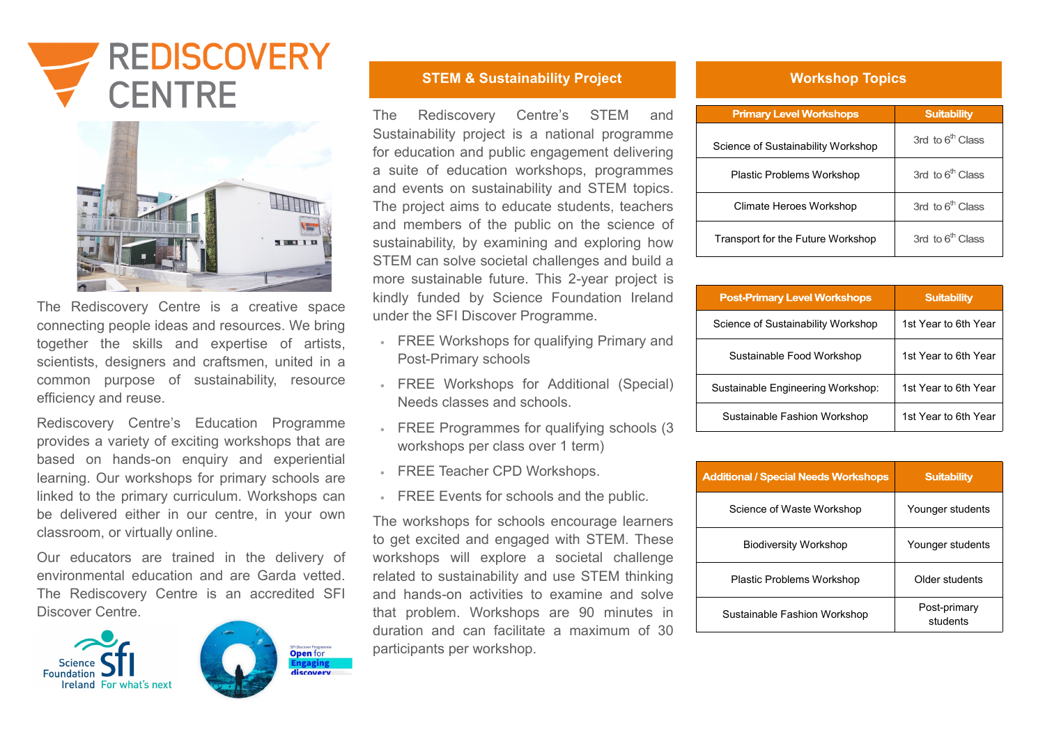# REDISCOVERY CENTRE

The Rediscovery Centre is a creative space connecting people ideas and resources. We bring together the skills and expertise of artists, scientists, designers and craftsmen, united in a common purpose of sustainability, resource efficiency and reuse.

Rediscovery Centre's Education Programme provides a variety of exciting workshops that are based on hands-on enquiry and experiential learning. Our workshops for primary schools are linked to the primary curriculum. Workshops can be delivered either in our centre, in your own classroom, or virtually online.

Our educators are trained in the delivery of environmental education and are Garda vetted. The Rediscovery Centre is an accredited SFI Discover Centre.

Science Foundation Ireland For what's next

SFI Discover Programme Open for Engaging discovery

## STEM & Sustainability Project

The Rediscovery Centre's STEM and Sustainability project is a national programme for education and public engagement delivering a suite of education workshops, programmes and events on sustainability and STEM topics. The project aims to educate students, teachers and members of the public on the science of sustainability, by examining and exploring how STEM can solve societal challenges and build a more sustainable future. This 2-year project is kindly funded by Science Foundation Ireland under the SFI Discover Programme.

- FREE Workshops for qualifying Primary and Post-Primary schools
- FREE Workshops for Additional (Special) Needs classes and schools.
- FREE Programmes for qualifying schools (3 workshops per class over 1 term)
- FREE Teacher CPD Workshops.
- FREE Events for schools and the public.

The workshops for schools encourage learners to get excited and engaged with STEM. These workshops will explore a societal challenge related to sustainability and use STEM thinking and hands-on activities to examine and solve that problem. Workshops are 90 minutes in duration and can facilitate a maximum of 30 participants per workshop.

## Workshop Topics

| Primary Level Workshops | Suitability |
| --- | --- |
| Science of Sustainability Workshop | 3rd to 6th Class |
| Plastic Problems Workshop | 3rd to 6th Class |
| Climate Heroes Workshop | 3rd to 6th Class |
| Transport for the Future Workshop | 3rd to 6th Class |

| Post-Primary Level Workshops | Suitability |
| --- | --- |
| Science of Sustainability Workshop | 1st Year to 6th Year |
| Sustainable Food Workshop | 1st Year to 6th Year |
| Sustainable Engineering Workshop: | 1st Year to 6th Year |
| Sustainable Fashion Workshop | 1st Year to 6th Year |

| Additional / Special Needs Workshops | Suitability |
| --- | --- |
| Science of Waste Workshop | Younger students |
| Biodiversity Workshop | Younger students |
| Plastic Problems Workshop | Older students |
| Sustainable Fashion Workshop | Post-primary students |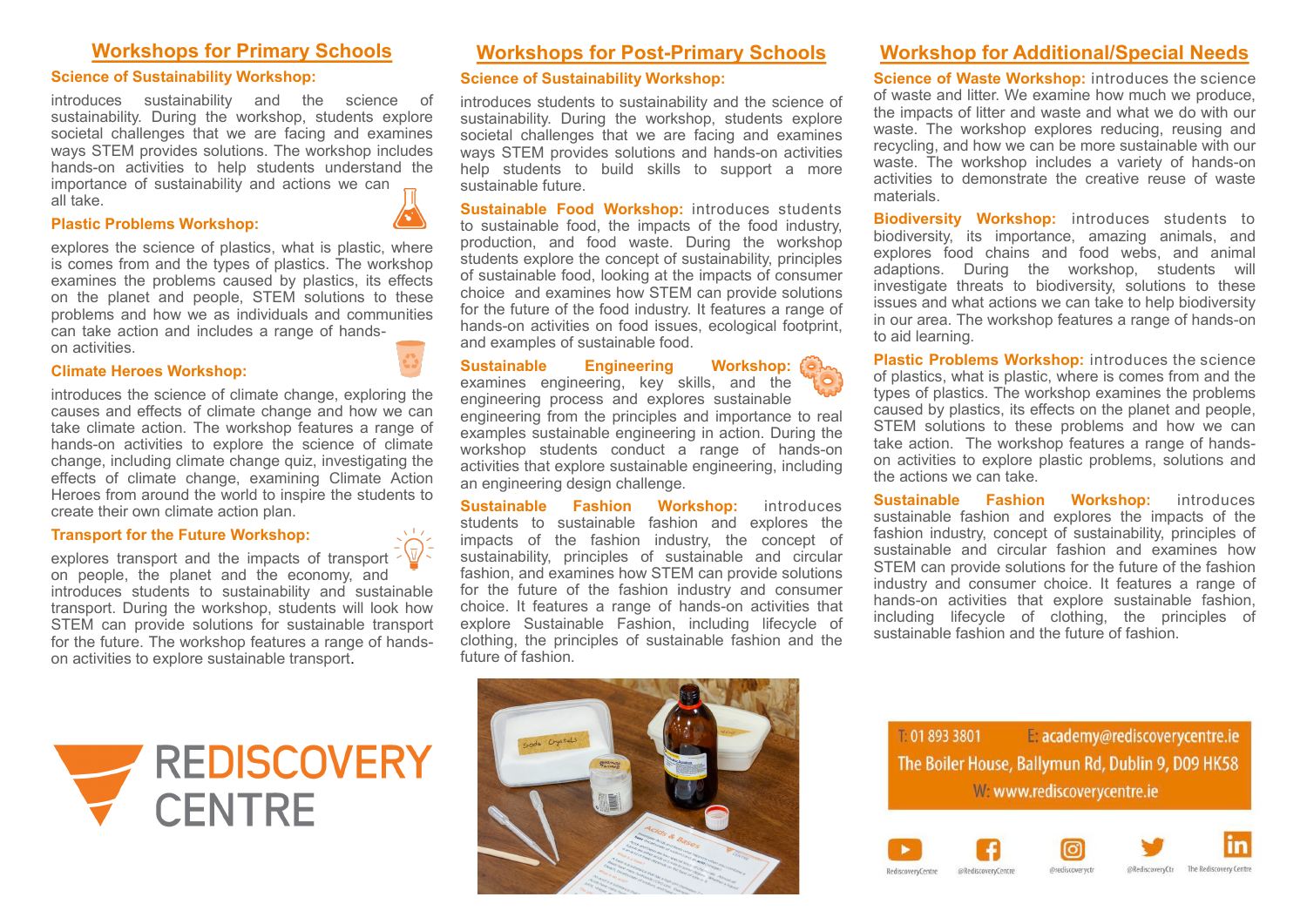## Workshops for Primary Schools

### Science of Sustainability Workshop:

introduces sustainability and the science of sustainability. During the workshop, students explore societal challenges that we are facing and examines ways STEM provides solutions. The workshop includes hands-on activities to help students understand the importance of sustainability and actions we can all take.

### Plastic Problems Workshop:

explores the science of plastics, what is plastic, where is comes from and the types of plastics. The workshop examines the problems caused by plastics, its effects on the planet and people, STEM solutions to these problems and how we as individuals and communities can take action and includes a range of hands-on activities.

### Climate Heroes Workshop:

introduces the science of climate change, exploring the causes and effects of climate change and how we can take climate action. The workshop features a range of hands-on activities to explore the science of climate change, including climate change quiz, investigating the effects of climate change, examining Climate Action Heroes from around the world to inspire the students to create their own climate action plan.

### Transport for the Future Workshop:

explores transport and the impacts of transport on people, the planet and the economy, and introduces students to sustainability and sustainable transport. During the workshop, students will look how STEM can provide solutions for sustainable transport for the future. The workshop features a range of hands-on activities to explore sustainable transport.

## Workshops for Post-Primary Schools

### Science of Sustainability Workshop:

introduces students to sustainability and the science of sustainability. During the workshop, students explore societal challenges that we are facing and examines ways STEM provides solutions and hands-on activities help students to build skills to support a more sustainable future.

**Sustainable Food Workshop:** introduces students to sustainable food, the impacts of the food industry, production, and food waste. During the workshop students explore the concept of sustainability, principles of sustainable food, looking at the impacts of consumer choice and examines how STEM can provide solutions for the future of the food industry. It features a range of hands-on activities on food issues, ecological footprint, and examples of sustainable food.

**Sustainable Engineering Workshop:** examines engineering, key skills, and the engineering process and explores sustainable engineering from the principles and importance to real examples sustainable engineering in action. During the workshop students conduct a range of hands-on activities that explore sustainable engineering, including an engineering design challenge.

**Sustainable Fashion Workshop:** introduces students to sustainable fashion and explores the impacts of the fashion industry, the concept of sustainability, principles of sustainable and circular fashion, and examines how STEM can provide solutions for the future of the fashion industry and consumer choice. It features a range of hands-on activities that explore Sustainable Fashion, including lifecycle of clothing, the principles of sustainable fashion and the future of fashion.

## Workshop for Additional/Special Needs

**Science of Waste Workshop:** introduces the science of waste and litter. We examine how much we produce, the impacts of litter and waste and what we do with our waste. The workshop explores reducing, reusing and recycling, and how we can be more sustainable with our waste. The workshop includes a variety of hands-on activities to demonstrate the creative reuse of waste materials.

**Biodiversity Workshop:** introduces students to biodiversity, its importance, amazing animals, and explores food chains and food webs, and animal adaptions. During the workshop, students will investigate threats to biodiversity, solutions to these issues and what actions we can take to help biodiversity in our area. The workshop features a range of hands-on activities to aid learning.

**Plastic Problems Workshop:** introduces the science of plastics, what is plastic, where is comes from and the types of plastics. The workshop examines the problems caused by plastics, its effects on the planet and people, STEM solutions to these problems and how we can take action. The workshop features a range of hands-on activities to explore plastic problems, solutions and the actions we can take.

**Sustainable Fashion Workshop:** introduces sustainable fashion and explores the impacts of the fashion industry, concept of sustainability, principles of sustainable and circular fashion and examines how STEM can provide solutions for the future of the fashion industry and consumer choice. It features a range of hands-on activities that explore sustainable fashion, including lifecycle of clothing, the principles of sustainable fashion and the future of fashion.

REDISCOVERY CENTRE

T: 01 893 3801 E: academy@rediscoverycentre.ie

The Boiler House, Ballymun Rd, Dublin 9, D09 HK58

W: www.rediscoverycentre.ie

RediscoveryCentre @RediscoveryCentre @rediscoveryctr @RediscoveryCtr The Rediscovery Centre